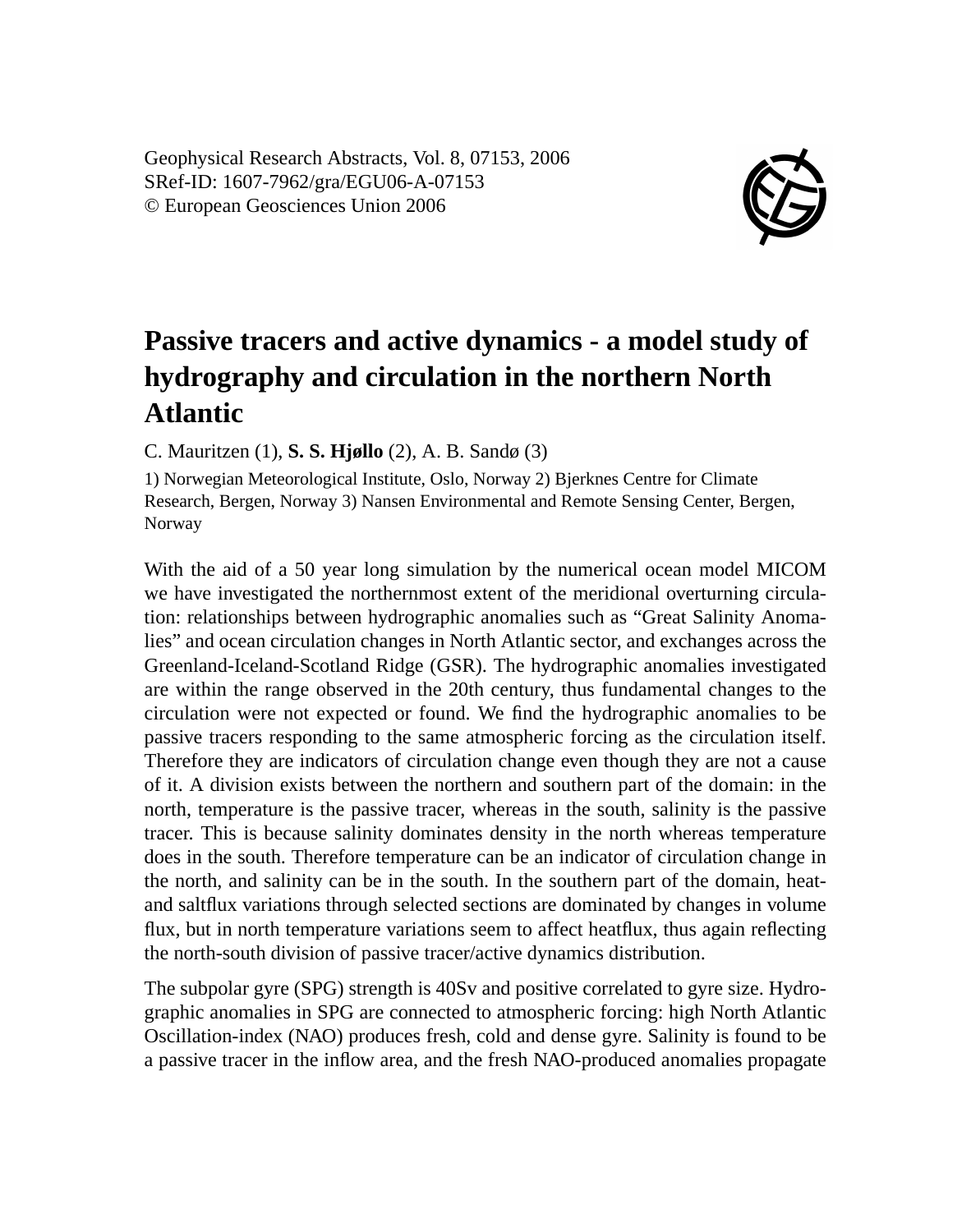Geophysical Research Abstracts, Vol. 8, 07153, 2006
SRef-ID: 1607-7962/gra/EGU06-A-07153
© European Geosciences Union 2006

# Passive tracers and active dynamics - a model study of hydrography and circulation in the northern North Atlantic

C. Mauritzen (1), **S. S. Hjøllo** (2), A. B. Sandø (3)

1) Norwegian Meteorological Institute, Oslo, Norway 2) Bjerknes Centre for Climate Research, Bergen, Norway 3) Nansen Environmental and Remote Sensing Center, Bergen, Norway

With the aid of a 50 year long simulation by the numerical ocean model MICOM we have investigated the northernmost extent of the meridional overturning circulation: relationships between hydrographic anomalies such as "Great Salinity Anomalies" and ocean circulation changes in North Atlantic sector, and exchanges across the Greenland-Iceland-Scotland Ridge (GSR). The hydrographic anomalies investigated are within the range observed in the 20th century, thus fundamental changes to the circulation were not expected or found. We find the hydrographic anomalies to be passive tracers responding to the same atmospheric forcing as the circulation itself. Therefore they are indicators of circulation change even though they are not a cause of it. A division exists between the northern and southern part of the domain: in the north, temperature is the passive tracer, whereas in the south, salinity is the passive tracer. This is because salinity dominates density in the north whereas temperature does in the south. Therefore temperature can be an indicator of circulation change in the north, and salinity can be in the south. In the southern part of the domain, heat- and saltflux variations through selected sections are dominated by changes in volume flux, but in north temperature variations seem to affect heatflux, thus again reflecting the north-south division of passive tracer/active dynamics distribution.

The subpolar gyre (SPG) strength is 40Sv and positive correlated to gyre size. Hydrographic anomalies in SPG are connected to atmospheric forcing: high North Atlantic Oscillation-index (NAO) produces fresh, cold and dense gyre. Salinity is found to be a passive tracer in the inflow area, and the fresh NAO-produced anomalies propagate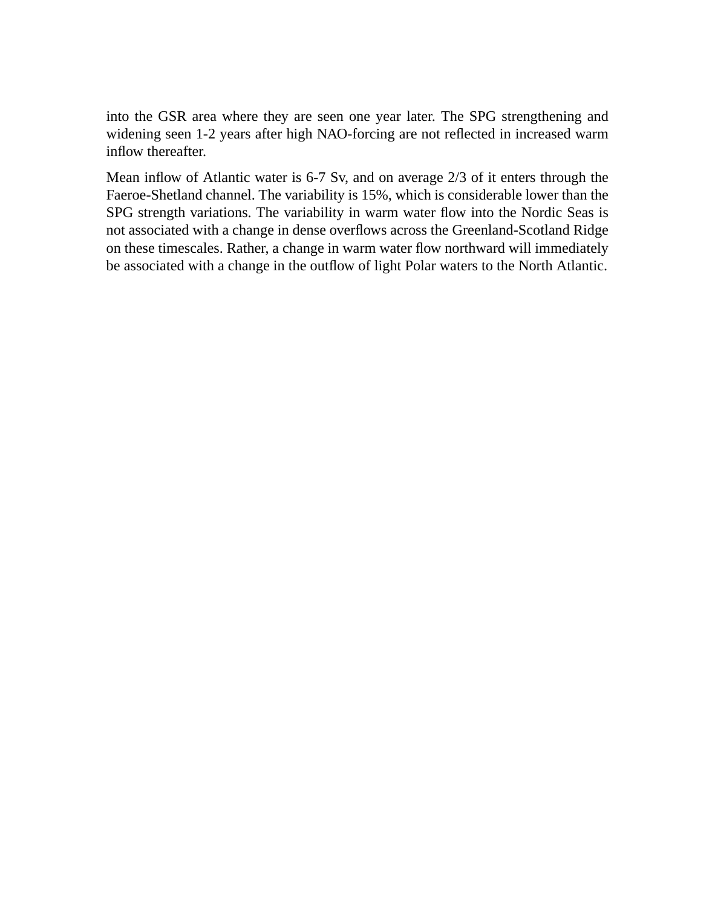into the GSR area where they are seen one year later. The SPG strengthening and widening seen 1-2 years after high NAO-forcing are not reflected in increased warm inflow thereafter.

Mean inflow of Atlantic water is 6-7 Sv, and on average 2/3 of it enters through the Faeroe-Shetland channel. The variability is 15%, which is considerable lower than the SPG strength variations. The variability in warm water flow into the Nordic Seas is not associated with a change in dense overflows across the Greenland-Scotland Ridge on these timescales. Rather, a change in warm water flow northward will immediately be associated with a change in the outflow of light Polar waters to the North Atlantic.